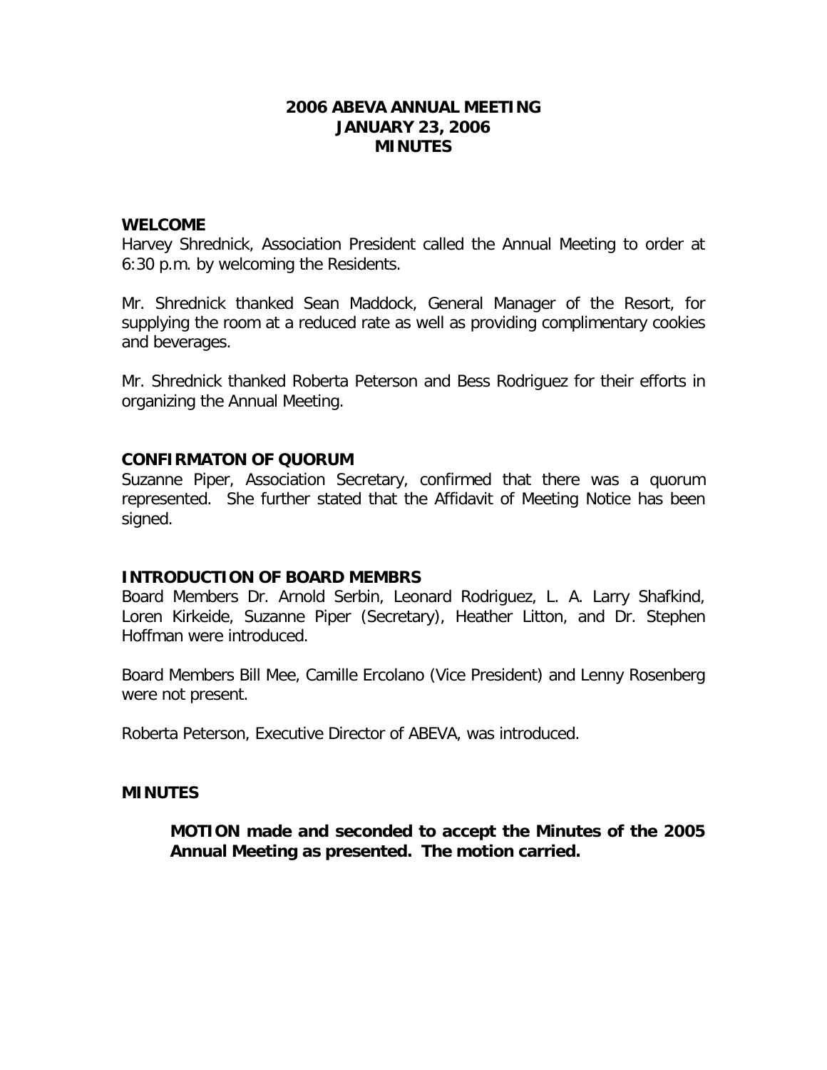# 2006 ABEVA ANNUAL MEETING
# JANUARY 23, 2006
# MINUTES

## WELCOME

Harvey Shrednick, Association President called the Annual Meeting to order at 6:30 p.m. by welcoming the Residents.

Mr. Shrednick thanked Sean Maddock, General Manager of the Resort, for supplying the room at a reduced rate as well as providing complimentary cookies and beverages.

Mr. Shrednick thanked Roberta Peterson and Bess Rodriguez for their efforts in organizing the Annual Meeting.

## CONFIRMATON OF QUORUM

Suzanne Piper, Association Secretary, confirmed that there was a quorum represented. She further stated that the Affidavit of Meeting Notice has been signed.

## INTRODUCTION OF BOARD MEMBRS

Board Members Dr. Arnold Serbin, Leonard Rodriguez, L. A. Larry Shafkind, Loren Kirkeide, Suzanne Piper (Secretary), Heather Litton, and Dr. Stephen Hoffman were introduced.

Board Members Bill Mee, Camille Ercolano (Vice President) and Lenny Rosenberg were not present.

Roberta Peterson, Executive Director of ABEVA, was introduced.

## MINUTES

**MOTION made and seconded to accept the Minutes of the 2005 Annual Meeting as presented. The motion carried.**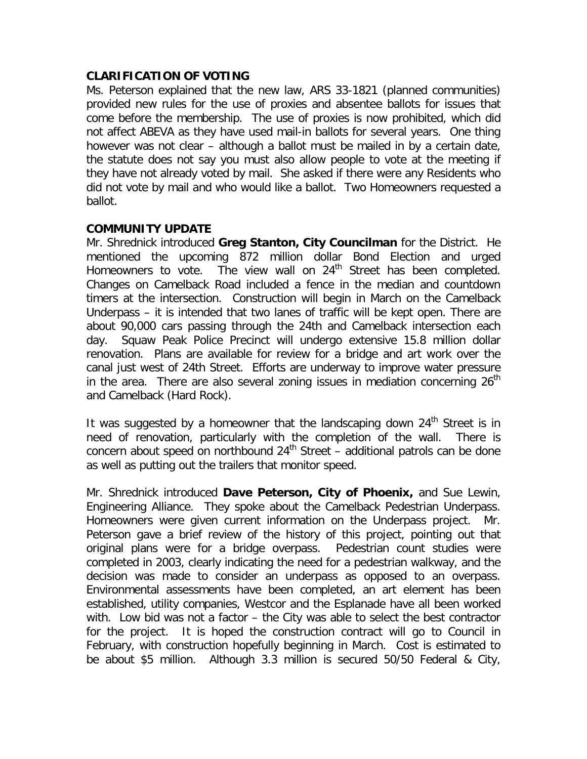## CLARIFICATION OF VOTING

Ms. Peterson explained that the new law, ARS 33-1821 (planned communities) provided new rules for the use of proxies and absentee ballots for issues that come before the membership. The use of proxies is now prohibited, which did not affect ABEVA as they have used mail-in ballots for several years. One thing however was not clear – although a ballot must be mailed in by a certain date, the statute does not say you must also allow people to vote at the meeting if they have not already voted by mail. She asked if there were any Residents who did not vote by mail and who would like a ballot. Two Homeowners requested a ballot.

## COMMUNITY UPDATE

Mr. Shrednick introduced **Greg Stanton, City Councilman** for the District. He mentioned the upcoming 872 million dollar Bond Election and urged Homeowners to vote. The view wall on 24th Street has been completed. Changes on Camelback Road included a fence in the median and countdown timers at the intersection. Construction will begin in March on the Camelback Underpass – it is intended that two lanes of traffic will be kept open. There are about 90,000 cars passing through the 24th and Camelback intersection each day. Squaw Peak Police Precinct will undergo extensive 15.8 million dollar renovation. Plans are available for review for a bridge and art work over the canal just west of 24th Street. Efforts are underway to improve water pressure in the area. There are also several zoning issues in mediation concerning 26th and Camelback (Hard Rock).

It was suggested by a homeowner that the landscaping down 24th Street is in need of renovation, particularly with the completion of the wall. There is concern about speed on northbound 24th Street – additional patrols can be done as well as putting out the trailers that monitor speed.

Mr. Shrednick introduced **Dave Peterson, City of Phoenix,** and Sue Lewin, Engineering Alliance. They spoke about the Camelback Pedestrian Underpass. Homeowners were given current information on the Underpass project. Mr. Peterson gave a brief review of the history of this project, pointing out that original plans were for a bridge overpass. Pedestrian count studies were completed in 2003, clearly indicating the need for a pedestrian walkway, and the decision was made to consider an underpass as opposed to an overpass. Environmental assessments have been completed, an art element has been established, utility companies, Westcor and the Esplanade have all been worked with. Low bid was not a factor – the City was able to select the best contractor for the project. It is hoped the construction contract will go to Council in February, with construction hopefully beginning in March. Cost is estimated to be about $5 million. Although 3.3 million is secured 50/50 Federal & City,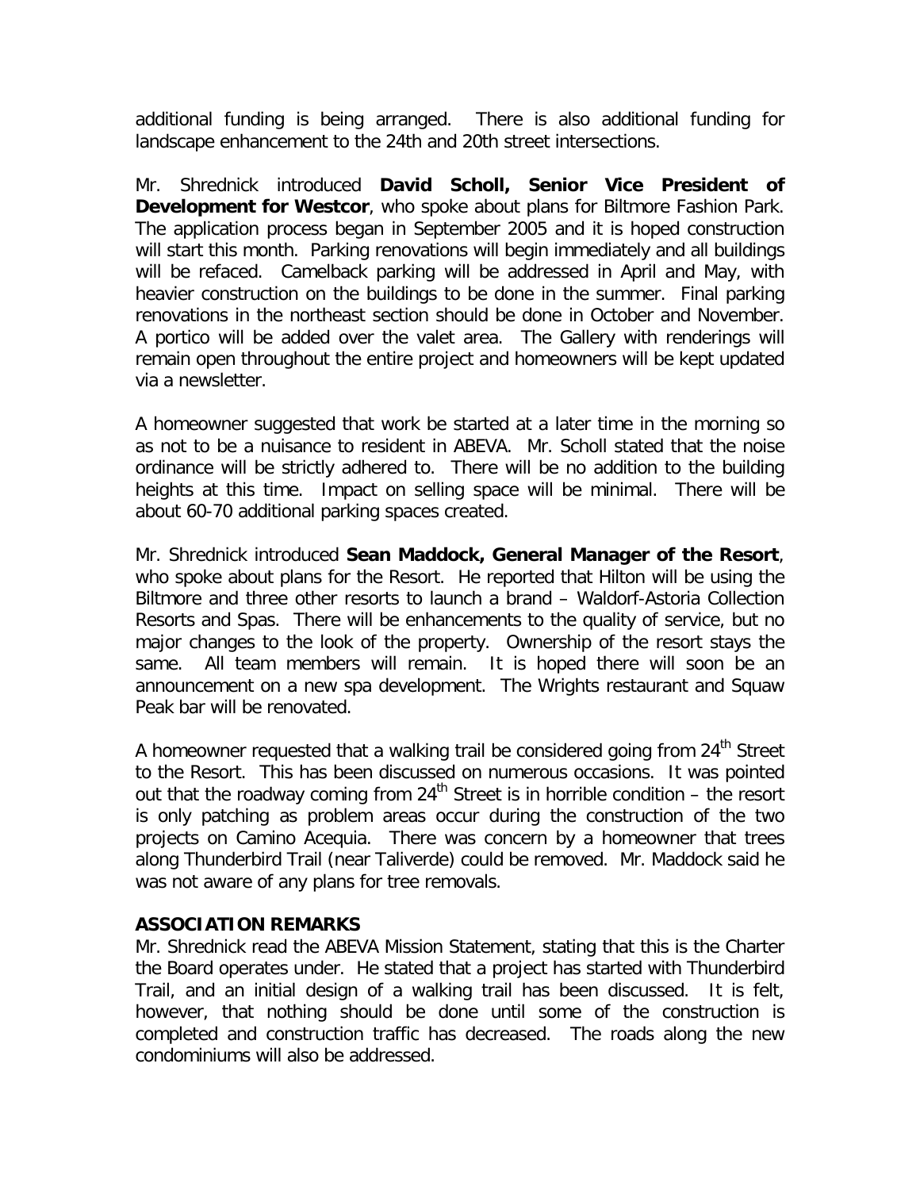additional funding is being arranged. There is also additional funding for landscape enhancement to the 24th and 20th street intersections.

Mr. Shrednick introduced **David Scholl, Senior Vice President of Development for Westcor**, who spoke about plans for Biltmore Fashion Park. The application process began in September 2005 and it is hoped construction will start this month. Parking renovations will begin immediately and all buildings will be refaced. Camelback parking will be addressed in April and May, with heavier construction on the buildings to be done in the summer. Final parking renovations in the northeast section should be done in October and November. A portico will be added over the valet area. The Gallery with renderings will remain open throughout the entire project and homeowners will be kept updated via a newsletter.

A homeowner suggested that work be started at a later time in the morning so as not to be a nuisance to resident in ABEVA. Mr. Scholl stated that the noise ordinance will be strictly adhered to. There will be no addition to the building heights at this time. Impact on selling space will be minimal. There will be about 60-70 additional parking spaces created.

Mr. Shrednick introduced **Sean Maddock, General Manager of the Resort**, who spoke about plans for the Resort. He reported that Hilton will be using the Biltmore and three other resorts to launch a brand – Waldorf-Astoria Collection Resorts and Spas. There will be enhancements to the quality of service, but no major changes to the look of the property. Ownership of the resort stays the same. All team members will remain. It is hoped there will soon be an announcement on a new spa development. The Wrights restaurant and Squaw Peak bar will be renovated.

A homeowner requested that a walking trail be considered going from 24th Street to the Resort. This has been discussed on numerous occasions. It was pointed out that the roadway coming from 24th Street is in horrible condition – the resort is only patching as problem areas occur during the construction of the two projects on Camino Acequia. There was concern by a homeowner that trees along Thunderbird Trail (near Taliverde) could be removed. Mr. Maddock said he was not aware of any plans for tree removals.

**ASSOCIATION REMARKS**

Mr. Shrednick read the ABEVA Mission Statement, stating that this is the Charter the Board operates under. He stated that a project has started with Thunderbird Trail, and an initial design of a walking trail has been discussed. It is felt, however, that nothing should be done until some of the construction is completed and construction traffic has decreased. The roads along the new condominiums will also be addressed.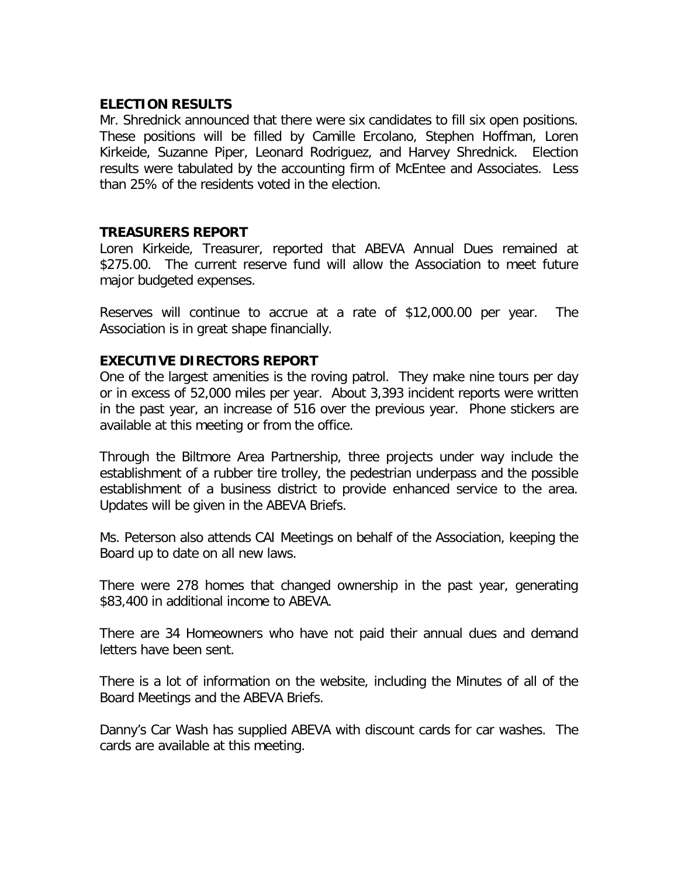## ELECTION RESULTS

Mr. Shrednick announced that there were six candidates to fill six open positions. These positions will be filled by Camille Ercolano, Stephen Hoffman, Loren Kirkeide, Suzanne Piper, Leonard Rodriguez, and Harvey Shrednick. Election results were tabulated by the accounting firm of McEntee and Associates. Less than 25% of the residents voted in the election.

## TREASURERS REPORT

Loren Kirkeide, Treasurer, reported that ABEVA Annual Dues remained at $275.00. The current reserve fund will allow the Association to meet future major budgeted expenses.

Reserves will continue to accrue at a rate of $12,000.00 per year. The Association is in great shape financially.

## EXECUTIVE DIRECTORS REPORT

One of the largest amenities is the roving patrol. They make nine tours per day or in excess of 52,000 miles per year. About 3,393 incident reports were written in the past year, an increase of 516 over the previous year. Phone stickers are available at this meeting or from the office.

Through the Biltmore Area Partnership, three projects under way include the establishment of a rubber tire trolley, the pedestrian underpass and the possible establishment of a business district to provide enhanced service to the area. Updates will be given in the ABEVA Briefs.

Ms. Peterson also attends CAI Meetings on behalf of the Association, keeping the Board up to date on all new laws.

There were 278 homes that changed ownership in the past year, generating $83,400 in additional income to ABEVA.

There are 34 Homeowners who have not paid their annual dues and demand letters have been sent.

There is a lot of information on the website, including the Minutes of all of the Board Meetings and the ABEVA Briefs.

Danny's Car Wash has supplied ABEVA with discount cards for car washes. The cards are available at this meeting.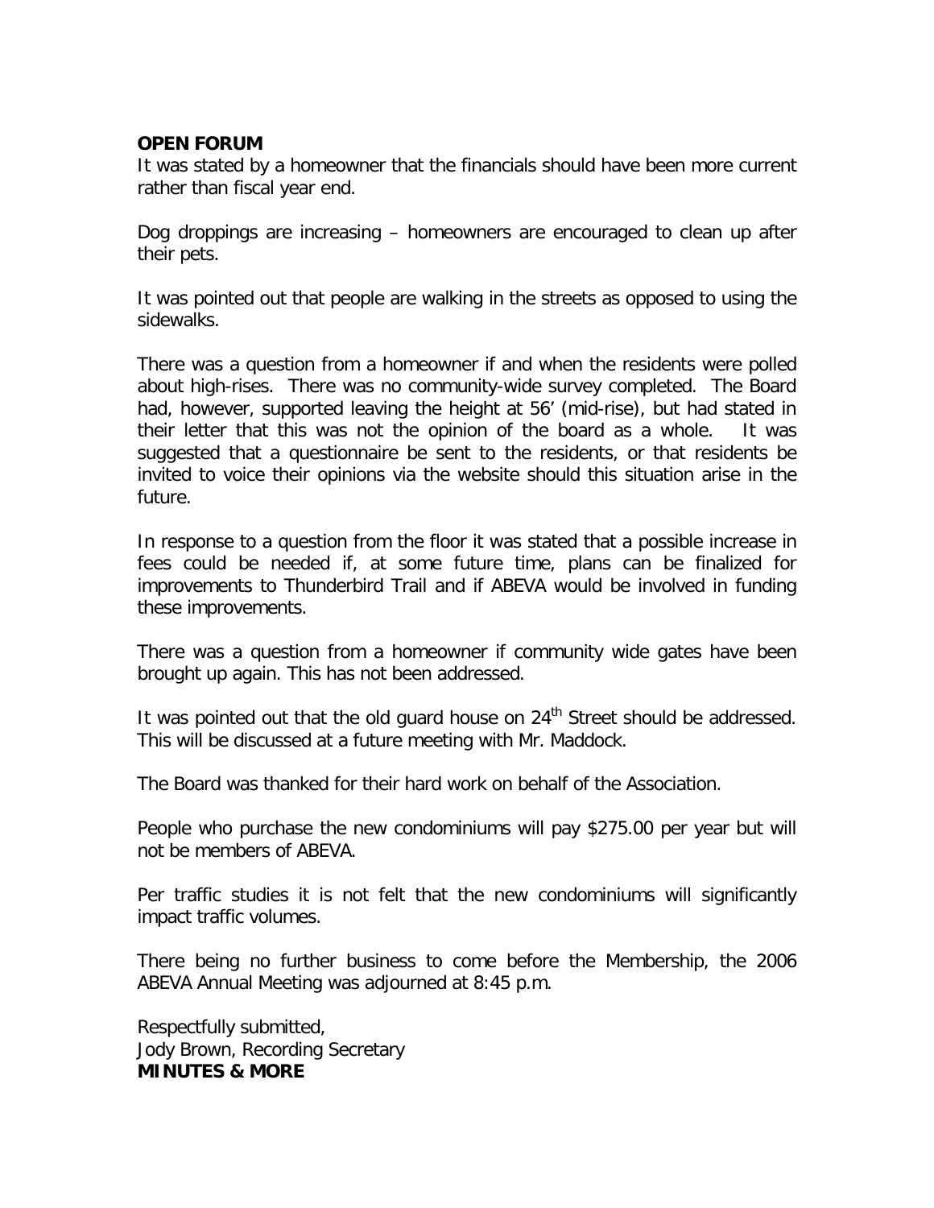**OPEN FORUM**

It was stated by a homeowner that the financials should have been more current rather than fiscal year end.

Dog droppings are increasing – homeowners are encouraged to clean up after their pets.

It was pointed out that people are walking in the streets as opposed to using the sidewalks.

There was a question from a homeowner if and when the residents were polled about high-rises. There was no community-wide survey completed. The Board had, however, supported leaving the height at 56' (mid-rise), but had stated in their letter that this was not the opinion of the board as a whole. It was suggested that a questionnaire be sent to the residents, or that residents be invited to voice their opinions via the website should this situation arise in the future.

In response to a question from the floor it was stated that a possible increase in fees could be needed if, at some future time, plans can be finalized for improvements to Thunderbird Trail and if ABEVA would be involved in funding these improvements.

There was a question from a homeowner if community wide gates have been brought up again. This has not been addressed.

It was pointed out that the old guard house on 24th Street should be addressed. This will be discussed at a future meeting with Mr. Maddock.

The Board was thanked for their hard work on behalf of the Association.

People who purchase the new condominiums will pay $275.00 per year but will not be members of ABEVA.

Per traffic studies it is not felt that the new condominiums will significantly impact traffic volumes.

There being no further business to come before the Membership, the 2006 ABEVA Annual Meeting was adjourned at 8:45 p.m.

Respectfully submitted,
Jody Brown, Recording Secretary
**MINUTES & MORE**